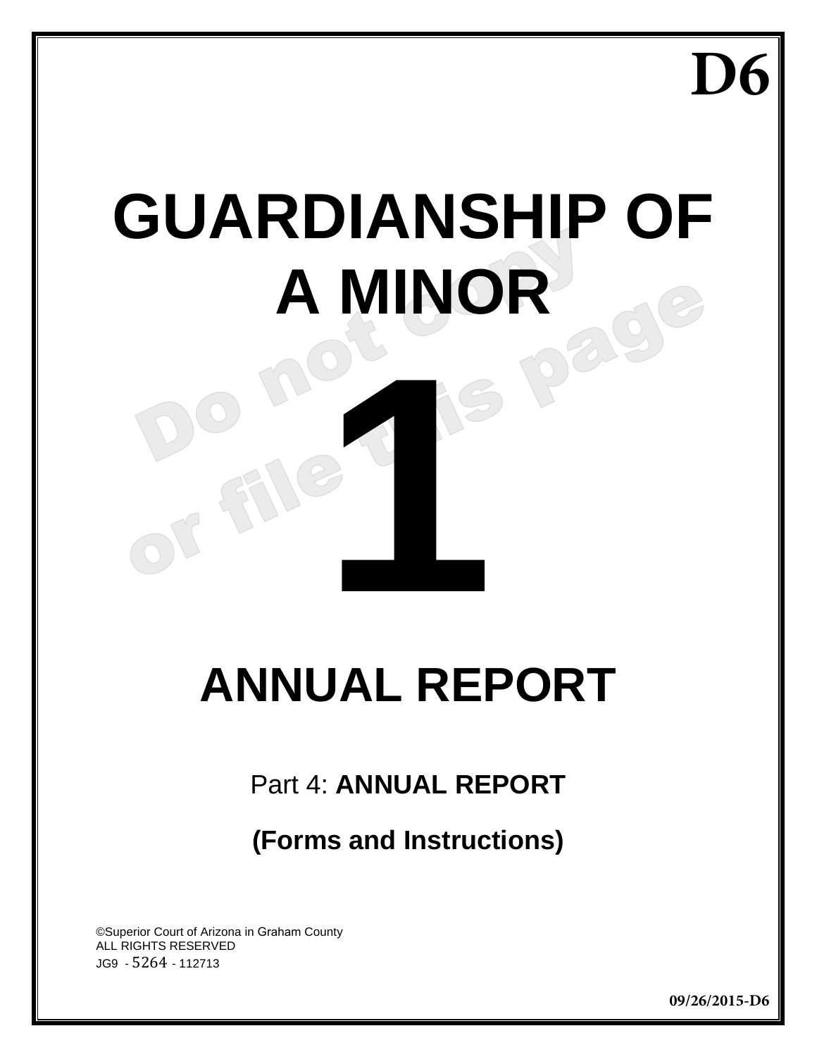**D6**

# GUARDIANSHIP OF A MINOR

# 1

# ANNUAL REPORT

Part 4: **ANNUAL REPORT**

**(Forms and Instructions)**

©Superior Court of Arizona in Graham County
ALL RIGHTS RESERVED
JG9 - 5264 - 112713

**09/26/2015-D6**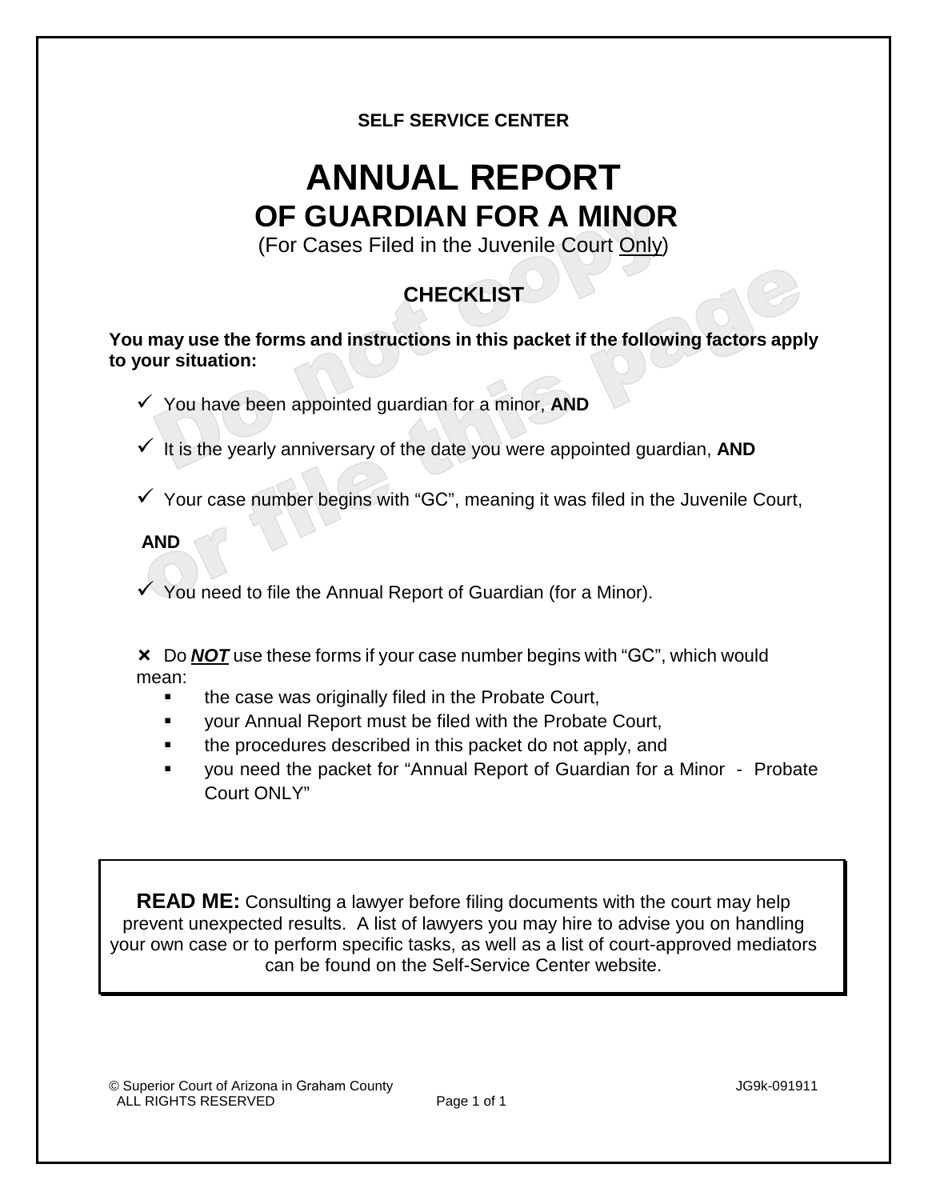**SELF SERVICE CENTER**

# ANNUAL REPORT
## OF GUARDIAN FOR A MINOR

(For Cases Filed in the Juvenile Court <u>Only</u>)

### CHECKLIST

**You may use the forms and instructions in this packet if the following factors apply to your situation:**

- ✓ You have been appointed guardian for a minor, **AND**
- ✓ It is the yearly anniversary of the date you were appointed guardian, **AND**
- ✓ Your case number begins with "GC", meaning it was filed in the Juvenile Court,

**AND**

- ✓ You need to file the Annual Report of Guardian (for a Minor).

✗ Do ***NOT*** use these forms if your case number begins with "GC", which would mean:

- the case was originally filed in the Probate Court,
- your Annual Report must be filed with the Probate Court,
- the procedures described in this packet do not apply, and
- you need the packet for "Annual Report of Guardian for a Minor - Probate Court ONLY"

**READ ME:** Consulting a lawyer before filing documents with the court may help prevent unexpected results. A list of lawyers you may hire to advise you on handling your own case or to perform specific tasks, as well as a list of court-approved mediators can be found on the Self-Service Center website.

© Superior Court of Arizona in Graham County
ALL RIGHTS RESERVED

JG9k-091911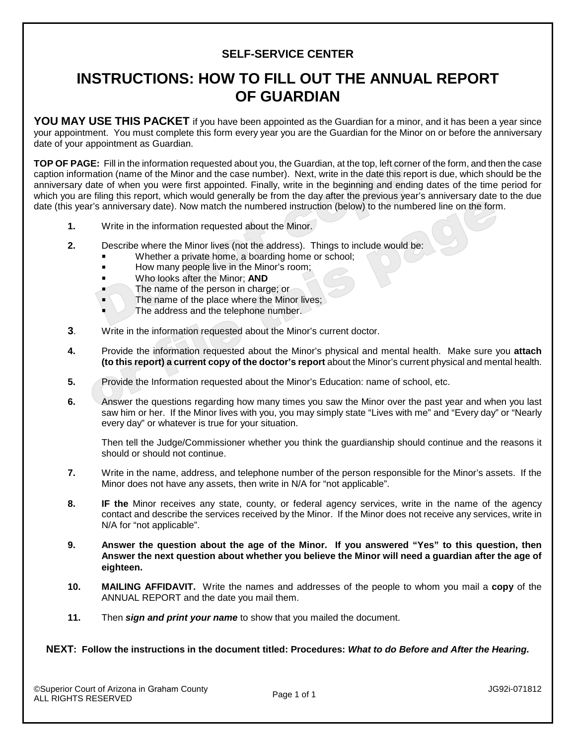**SELF-SERVICE CENTER**

# INSTRUCTIONS: HOW TO FILL OUT THE ANNUAL REPORT OF GUARDIAN

**YOU MAY USE THIS PACKET** if you have been appointed as the Guardian for a minor, and it has been a year since your appointment. You must complete this form every year you are the Guardian for the Minor on or before the anniversary date of your appointment as Guardian.

**TOP OF PAGE:** Fill in the information requested about you, the Guardian, at the top, left corner of the form, and then the case caption information (name of the Minor and the case number). Next, write in the date this report is due, which should be the anniversary date of when you were first appointed. Finally, write in the beginning and ending dates of the time period for which you are filing this report, which would generally be from the day after the previous year's anniversary date to the due date (this year's anniversary date). Now match the numbered instruction (below) to the numbered line on the form.

**1.** Write in the information requested about the Minor.

**2.** Describe where the Minor lives (not the address). Things to include would be:
- Whether a private home, a boarding home or school;
- How many people live in the Minor's room;
- Who looks after the Minor; **AND**
- The name of the person in charge; or
- The name of the place where the Minor lives;
- The address and the telephone number.

**3**. Write in the information requested about the Minor's current doctor.

**4.** Provide the information requested about the Minor's physical and mental health. Make sure you **attach (to this report) a current copy of the doctor's report** about the Minor's current physical and mental health.

**5.** Provide the Information requested about the Minor's Education: name of school, etc.

**6.** Answer the questions regarding how many times you saw the Minor over the past year and when you last saw him or her. If the Minor lives with you, you may simply state "Lives with me" and "Every day" or "Nearly every day" or whatever is true for your situation.

Then tell the Judge/Commissioner whether you think the guardianship should continue and the reasons it should or should not continue.

**7.** Write in the name, address, and telephone number of the person responsible for the Minor's assets. If the Minor does not have any assets, then write in N/A for "not applicable".

**8.** **IF the** Minor receives any state, county, or federal agency services, write in the name of the agency contact and describe the services received by the Minor. If the Minor does not receive any services, write in N/A for "not applicable".

**9.** **Answer the question about the age of the Minor. If you answered "Yes" to this question, then Answer the next question about whether you believe the Minor will need a guardian after the age of eighteen.**

**10.** **MAILING AFFIDAVIT.** Write the names and addresses of the people to whom you mail a **copy** of the ANNUAL REPORT and the date you mail them.

**11.** Then ***sign and print your name*** to show that you mailed the document.

**NEXT: Follow the instructions in the document titled: Procedures: *What to do Before and After the Hearing.***

©Superior Court of Arizona in Graham County
ALL RIGHTS RESERVED

JG92i-071812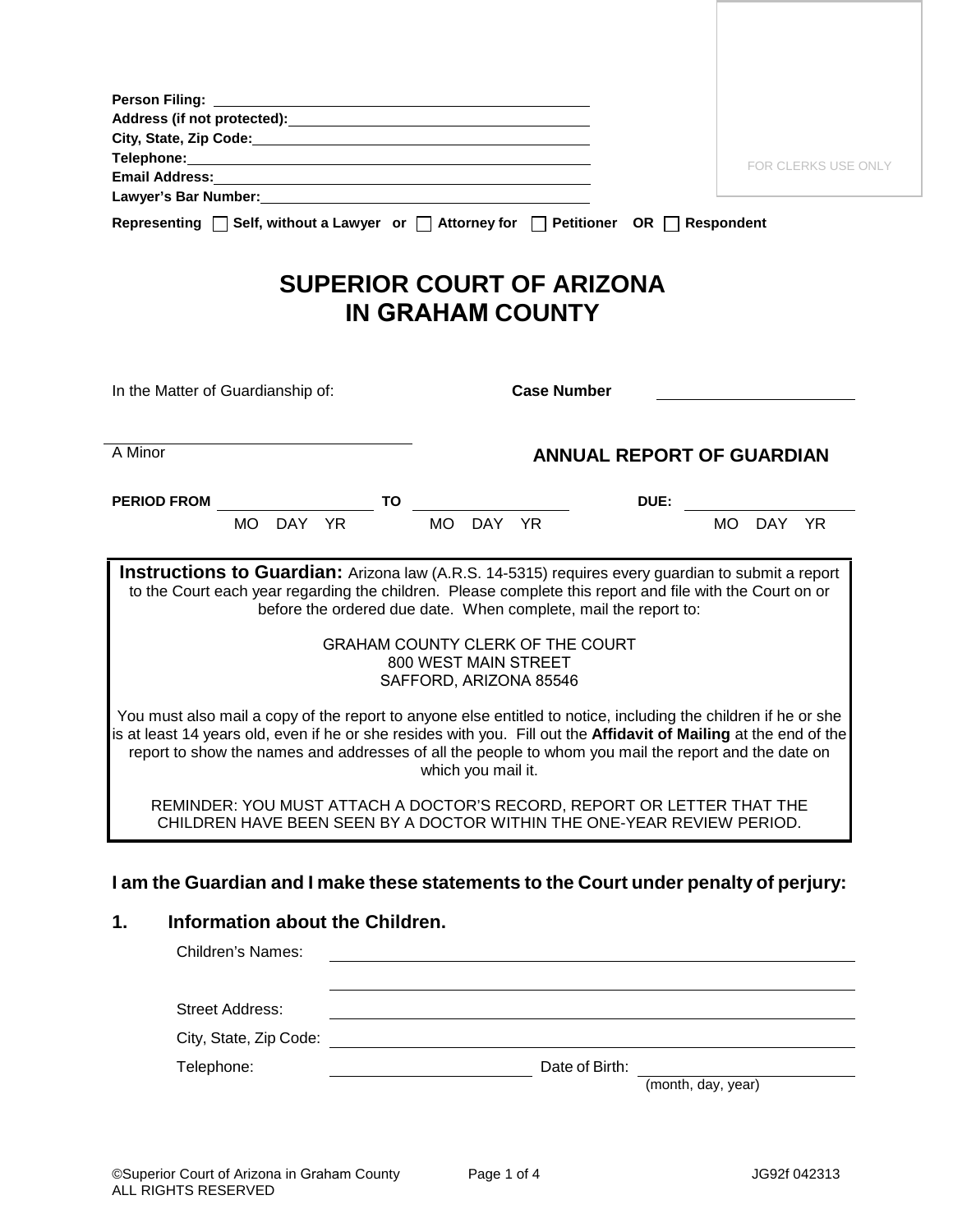Person Filing: ____________________
Address (if not protected): ____________________
City, State, Zip Code: ____________________
Telephone: ____________________
Email Address: ____________________
Lawyer's Bar Number: ____________________

**Representing** ☐ **Self, without a Lawyer or** ☐ **Attorney for** ☐ **Petitioner OR** ☐ **Respondent**

FOR CLERKS USE ONLY

# SUPERIOR COURT OF ARIZONA
# IN GRAHAM COUNTY

In the Matter of Guardianship of: **Case Number** ____________________

____________________
A Minor

## ANNUAL REPORT OF GUARDIAN

**PERIOD FROM** ____________________ **TO** ____________________ **DUE:** ____________________
MO DAY YR MO DAY YR MO DAY YR

**Instructions to Guardian:** Arizona law (A.R.S. 14-5315) requires every guardian to submit a report to the Court each year regarding the children. Please complete this report and file with the Court on or before the ordered due date. When complete, mail the report to:

GRAHAM COUNTY CLERK OF THE COURT
800 WEST MAIN STREET
SAFFORD, ARIZONA 85546

You must also mail a copy of the report to anyone else entitled to notice, including the children if he or she is at least 14 years old, even if he or she resides with you. Fill out the **Affidavit of Mailing** at the end of the report to show the names and addresses of all the people to whom you mail the report and the date on which you mail it.

REMINDER: YOU MUST ATTACH A DOCTOR'S RECORD, REPORT OR LETTER THAT THE CHILDREN HAVE BEEN SEEN BY A DOCTOR WITHIN THE ONE-YEAR REVIEW PERIOD.

**I am the Guardian and I make these statements to the Court under penalty of perjury:**

### 1. Information about the Children.

Children's Names: ____________________
____________________

Street Address: ____________________

City, State, Zip Code: ____________________

Telephone: ____________________ Date of Birth: ____________________
(month, day, year)

©Superior Court of Arizona in Graham County
ALL RIGHTS RESERVED
JG92f 042313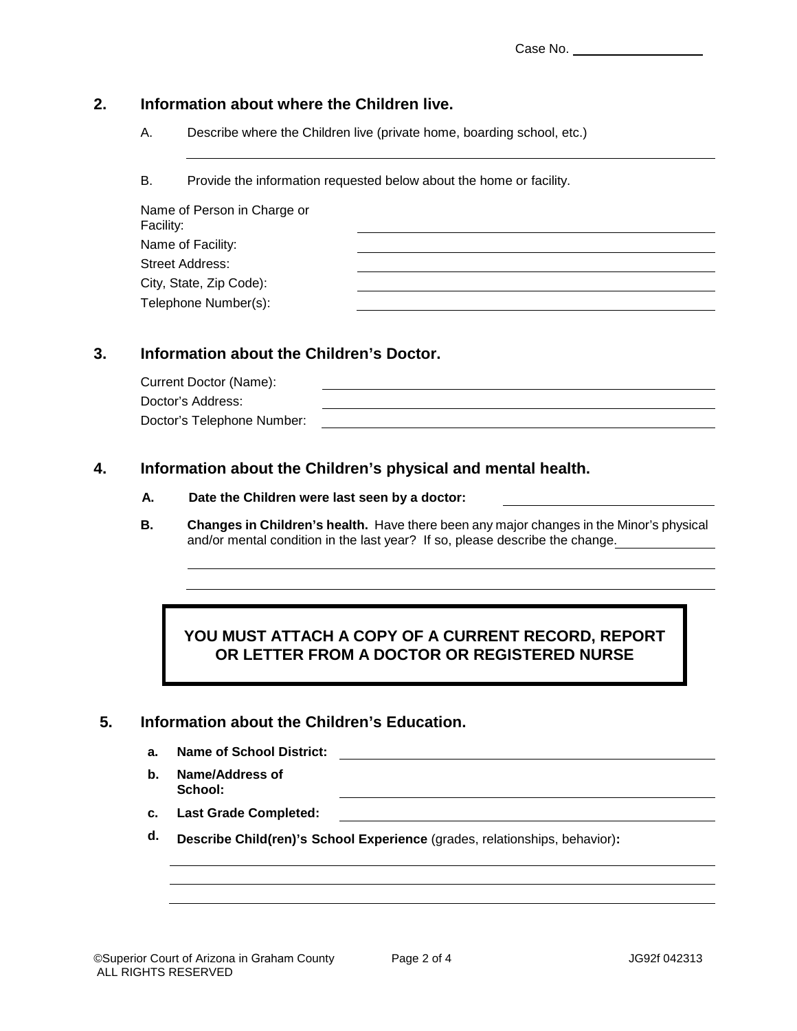Case No. ___________________

## 2. Information about where the Children live.

A. Describe where the Children live (private home, boarding school, etc.)

______________________________________________________________________

B. Provide the information requested below about the home or facility.

Name of Person in Charge or Facility: ______________________________

Name of Facility: ______________________________

Street Address: ______________________________

City, State, Zip Code): ______________________________

Telephone Number(s): ______________________________

## 3. Information about the Children's Doctor.

Current Doctor (Name): ______________________________

Doctor's Address: ______________________________

Doctor's Telephone Number: ______________________________

## 4. Information about the Children's physical and mental health.

**A. Date the Children were last seen by a doctor:** ______________________

**B. Changes in Children's health.** Have there been any major changes in the Minor's physical and/or mental condition in the last year? If so, please describe the change. ______________

______________________________________________________________________

______________________________________________________________________

**YOU MUST ATTACH A COPY OF A CURRENT RECORD, REPORT OR LETTER FROM A DOCTOR OR REGISTERED NURSE**

## 5. Information about the Children's Education.

**a. Name of School District:** ______________________________

**b. Name/Address of School:** ______________________________

**c. Last Grade Completed:** ______________________________

**d. Describe Child(ren)'s School Experience** (grades, relationships, behavior)**:**

______________________________________________________________________

______________________________________________________________________

______________________________________________________________________

©Superior Court of Arizona in Graham County ALL RIGHTS RESERVED JG92f 042313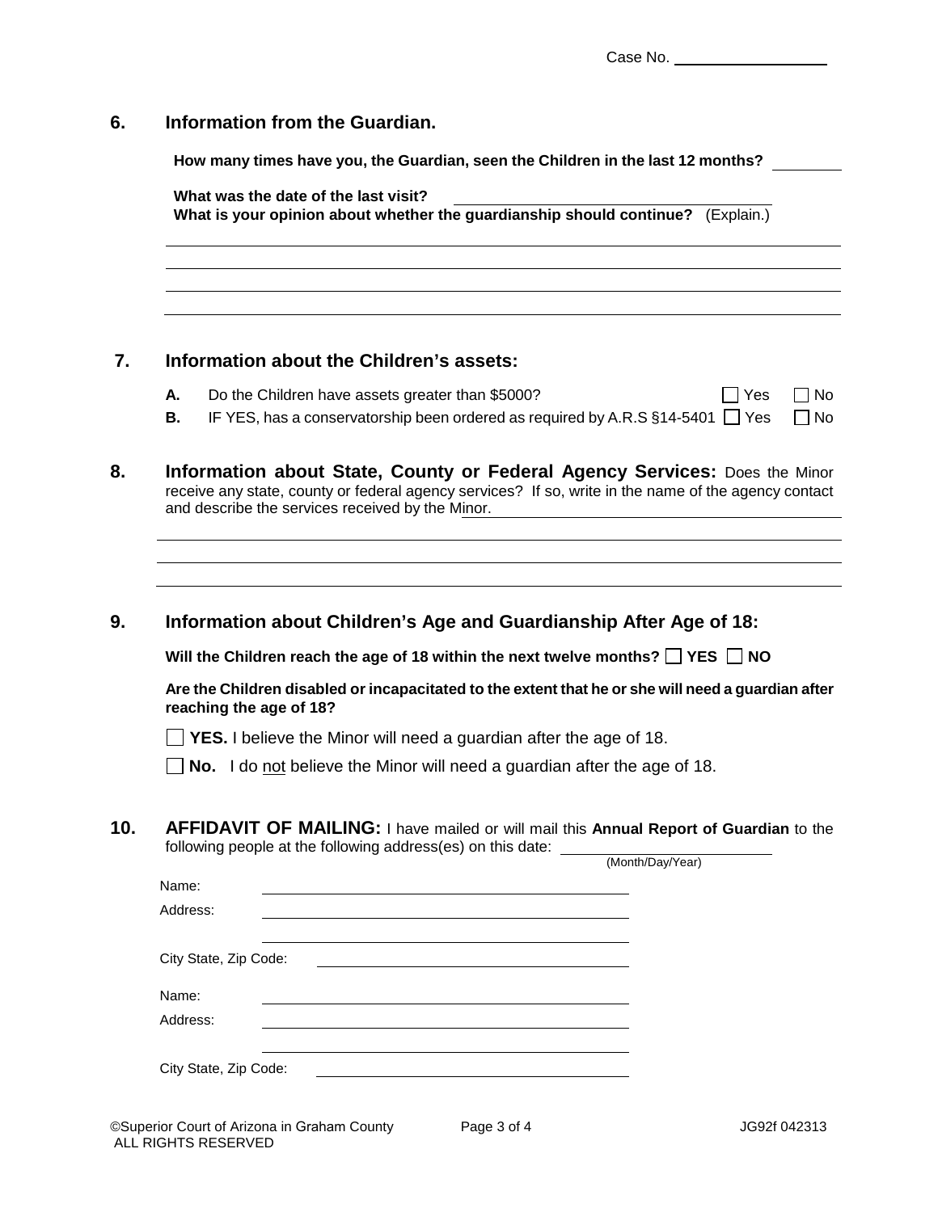Case No. ___________________

## 6. Information from the Guardian.

**How many times have you, the Guardian, seen the Children in the last 12 months?** ________

**What was the date of the last visit?** ______________________________

**What is your opinion about whether the guardianship should continue?** (Explain.)

______________________________________________________________________

______________________________________________________________________

______________________________________________________________________

______________________________________________________________________

## 7. Information about the Children's assets:

**A.** Do the Children have assets greater than $5000? ☐ Yes ☐ No

**B.** IF YES, has a conservatorship been ordered as required by A.R.S §14-5401 ☐ Yes ☐ No

## 8. Information about State, County or Federal Agency Services:

Does the Minor receive any state, county or federal agency services? If so, write in the name of the agency contact and describe the services received by the Minor. ______________________________

______________________________________________________________________

______________________________________________________________________

______________________________________________________________________

## 9. Information about Children's Age and Guardianship After Age of 18:

**Will the Children reach the age of 18 within the next twelve months?** ☐ **YES** ☐ **NO**

**Are the Children disabled or incapacitated to the extent that he or she will need a guardian after reaching the age of 18?**

☐ **YES.** I believe the Minor will need a guardian after the age of 18.

☐ **No.** I do not believe the Minor will need a guardian after the age of 18.

## 10. AFFIDAVIT OF MAILING:

I have mailed or will mail this **Annual Report of Guardian** to the following people at the following address(es) on this date: ______________________ (Month/Day/Year)

Name: ______________________________

Address: ______________________________

______________________________

City State, Zip Code: ______________________________

Name: ______________________________

Address: ______________________________

______________________________

City State, Zip Code: ______________________________

©Superior Court of Arizona in Graham County ALL RIGHTS RESERVED JG92f 042313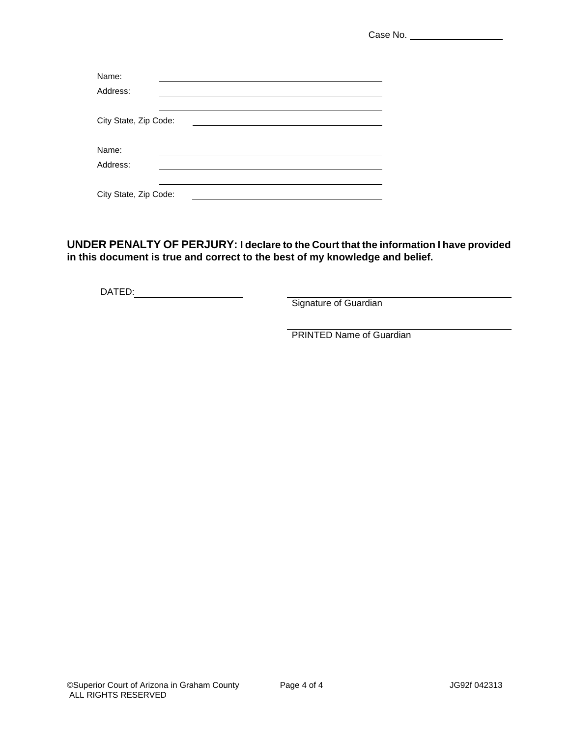Case No. ______________

Name: ______________________________

Address: ______________________________

______________________________

City State, Zip Code: ______________________________

Name: ______________________________

Address: ______________________________

______________________________

City State, Zip Code: ______________________________

**UNDER PENALTY OF PERJURY: I declare to the Court that the information I have provided in this document is true and correct to the best of my knowledge and belief.**

DATED: ____________________

______________________________
Signature of Guardian

______________________________
PRINTED Name of Guardian

©Superior Court of Arizona in Graham County
ALL RIGHTS RESERVED

JG92f 042313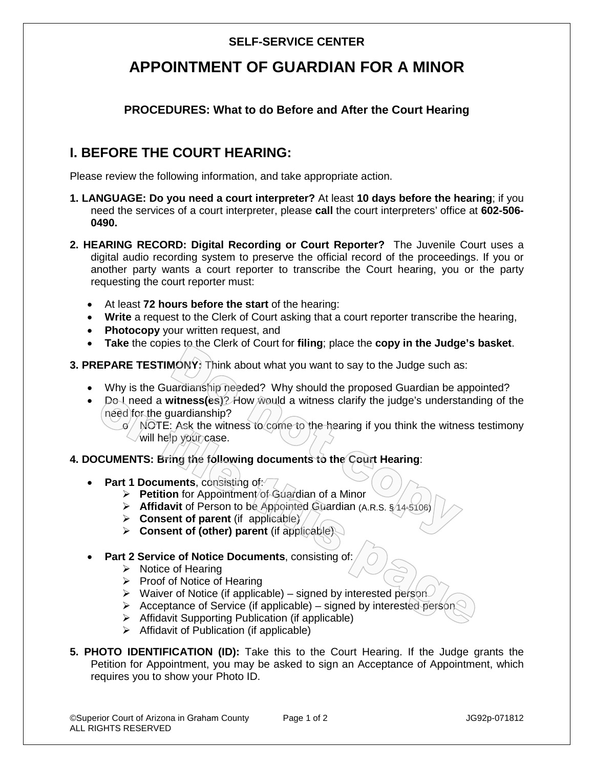**SELF-SERVICE CENTER**

# APPOINTMENT OF GUARDIAN FOR A MINOR

### PROCEDURES: What to do Before and After the Court Hearing

## I. BEFORE THE COURT HEARING:

Please review the following information, and take appropriate action.

**1. LANGUAGE: Do you need a court interpreter?** At least **10 days before the hearing**; if you need the services of a court interpreter, please **call** the court interpreters' office at **602-506-0490.**

**2. HEARING RECORD: Digital Recording or Court Reporter?** The Juvenile Court uses a digital audio recording system to preserve the official record of the proceedings. If you or another party wants a court reporter to transcribe the Court hearing, you or the party requesting the court reporter must:

- At least **72 hours before the start** of the hearing:
- **Write** a request to the Clerk of Court asking that a court reporter transcribe the hearing,
- **Photocopy** your written request, and
- **Take** the copies to the Clerk of Court for **filing**; place the **copy in the Judge's basket**.

**3. PREPARE TESTIMONY:** Think about what you want to say to the Judge such as:

- Why is the Guardianship needed? Why should the proposed Guardian be appointed?
- Do I need a **witness(es)**? How would a witness clarify the judge's understanding of the need for the guardianship?
  - NOTE: Ask the witness to come to the hearing if you think the witness testimony will help your case.

**4. DOCUMENTS: Bring the following documents to the Court Hearing**:

- **Part 1 Documents**, consisting of:
  - **Petition** for Appointment of Guardian of a Minor
  - **Affidavit** of Person to be Appointed Guardian (A.R.S. § 14-5106)
  - **Consent of parent** (if applicable)
  - **Consent of (other) parent** (if applicable)
- **Part 2 Service of Notice Documents**, consisting of:
  - Notice of Hearing
  - Proof of Notice of Hearing
  - Waiver of Notice (if applicable) – signed by interested person
  - Acceptance of Service (if applicable) – signed by interested person
  - Affidavit Supporting Publication (if applicable)
  - Affidavit of Publication (if applicable)

**5. PHOTO IDENTIFICATION (ID):** Take this to the Court Hearing. If the Judge grants the Petition for Appointment, you may be asked to sign an Acceptance of Appointment, which requires you to show your Photo ID.

©Superior Court of Arizona in Graham County ALL RIGHTS RESERVED JG92p-071812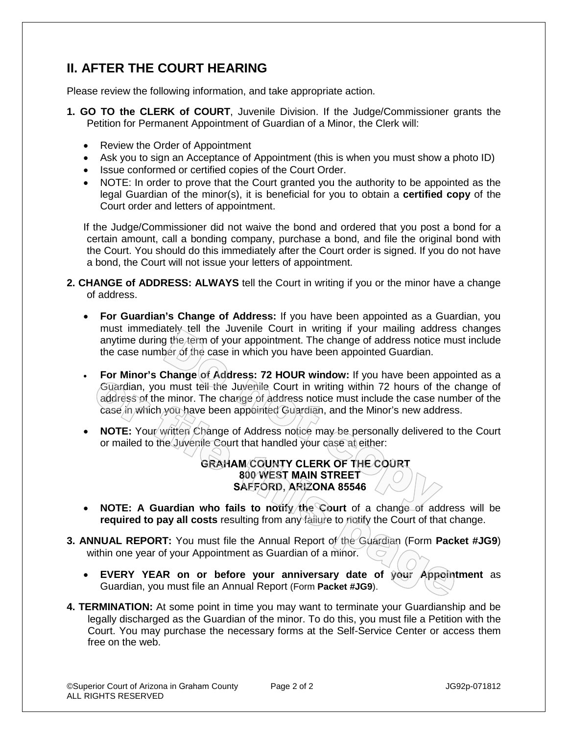## II. AFTER THE COURT HEARING

Please review the following information, and take appropriate action.

**1. GO TO the CLERK of COURT**, Juvenile Division. If the Judge/Commissioner grants the Petition for Permanent Appointment of Guardian of a Minor, the Clerk will:

- Review the Order of Appointment
- Ask you to sign an Acceptance of Appointment (this is when you must show a photo ID)
- Issue conformed or certified copies of the Court Order.
- NOTE: In order to prove that the Court granted you the authority to be appointed as the legal Guardian of the minor(s), it is beneficial for you to obtain a **certified copy** of the Court order and letters of appointment.

If the Judge/Commissioner did not waive the bond and ordered that you post a bond for a certain amount, call a bonding company, purchase a bond, and file the original bond with the Court. You should do this immediately after the Court order is signed. If you do not have a bond, the Court will not issue your letters of appointment.

**2. CHANGE of ADDRESS: ALWAYS** tell the Court in writing if you or the minor have a change of address.

- **For Guardian's Change of Address:** If you have been appointed as a Guardian, you must immediately tell the Juvenile Court in writing if your mailing address changes anytime during the term of your appointment. The change of address notice must include the case number of the case in which you have been appointed Guardian.
- **For Minor's Change of Address: 72 HOUR window:** If you have been appointed as a Guardian, you must tell the Juvenile Court in writing within 72 hours of the change of address of the minor. The change of address notice must include the case number of the case in which you have been appointed Guardian, and the Minor's new address.
- **NOTE:** Your written Change of Address notice may be personally delivered to the Court or mailed to the Juvenile Court that handled your case at either:

**GRAHAM COUNTY CLERK OF THE COURT**
**800 WEST MAIN STREET**
**SAFFORD, ARIZONA 85546**

- **NOTE: A Guardian who fails to notify the Court** of a change of address will be **required to pay all costs** resulting from any failure to notify the Court of that change.

**3. ANNUAL REPORT:** You must file the Annual Report of the Guardian (Form **Packet #JG9**) within one year of your Appointment as Guardian of a minor.

- **EVERY YEAR on or before your anniversary date of your Appointment** as Guardian, you must file an Annual Report (Form **Packet #JG9**).

**4. TERMINATION:** At some point in time you may want to terminate your Guardianship and be legally discharged as the Guardian of the minor. To do this, you must file a Petition with the Court. You may purchase the necessary forms at the Self-Service Center or access them free on the web.

©Superior Court of Arizona in Graham County
ALL RIGHTS RESERVED
JG92p-071812